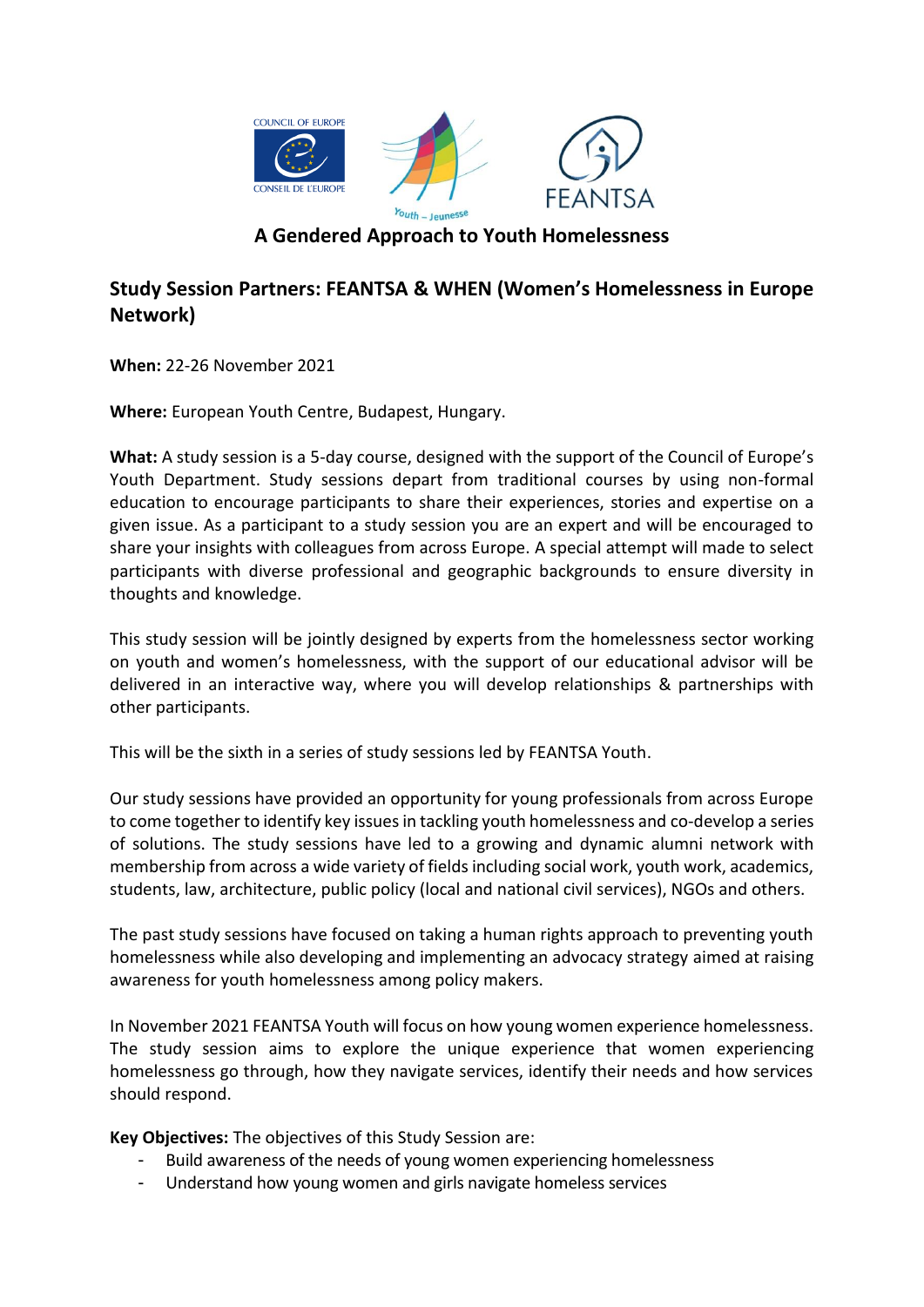# A Gendered Approach to Youth Homelessness

## Study Session Partners: FEANTSA & WHEN (Women's Homelessness in Europe Network)

**When:** 22-26 November 2021

**Where:** European Youth Centre, Budapest, Hungary.

**What:** A study session is a 5-day course, designed with the support of the Council of Europe's Youth Department. Study sessions depart from traditional courses by using non-formal education to encourage participants to share their experiences, stories and expertise on a given issue. As a participant to a study session you are an expert and will be encouraged to share your insights with colleagues from across Europe. A special attempt will made to select participants with diverse professional and geographic backgrounds to ensure diversity in thoughts and knowledge.

This study session will be jointly designed by experts from the homelessness sector working on youth and women's homelessness, with the support of our educational advisor will be delivered in an interactive way, where you will develop relationships & partnerships with other participants.

This will be the sixth in a series of study sessions led by FEANTSA Youth.

Our study sessions have provided an opportunity for young professionals from across Europe to come together to identify key issues in tackling youth homelessness and co-develop a series of solutions. The study sessions have led to a growing and dynamic alumni network with membership from across a wide variety of fields including social work, youth work, academics, students, law, architecture, public policy (local and national civil services), NGOs and others.

The past study sessions have focused on taking a human rights approach to preventing youth homelessness while also developing and implementing an advocacy strategy aimed at raising awareness for youth homelessness among policy makers.

In November 2021 FEANTSA Youth will focus on how young women experience homelessness. The study session aims to explore the unique experience that women experiencing homelessness go through, how they navigate services, identify their needs and how services should respond.

**Key Objectives:** The objectives of this Study Session are:

- Build awareness of the needs of young women experiencing homelessness
- Understand how young women and girls navigate homeless services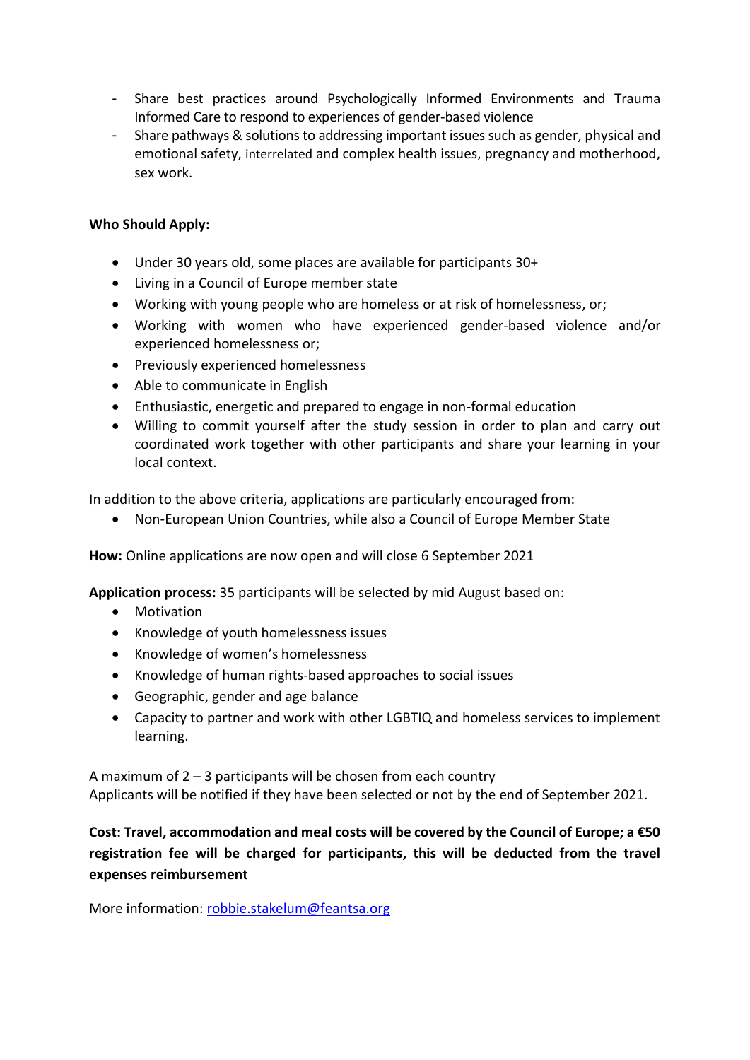- Share best practices around Psychologically Informed Environments and Trauma Informed Care to respond to experiences of gender-based violence
- Share pathways & solutions to addressing important issues such as gender, physical and emotional safety, interrelated and complex health issues, pregnancy and motherhood, sex work.

**Who Should Apply:**

- Under 30 years old, some places are available for participants 30+
- Living in a Council of Europe member state
- Working with young people who are homeless or at risk of homelessness, or;
- Working with women who have experienced gender-based violence and/or experienced homelessness or;
- Previously experienced homelessness
- Able to communicate in English
- Enthusiastic, energetic and prepared to engage in non-formal education
- Willing to commit yourself after the study session in order to plan and carry out coordinated work together with other participants and share your learning in your local context.

In addition to the above criteria, applications are particularly encouraged from:

- Non-European Union Countries, while also a Council of Europe Member State

**How:** Online applications are now open and will close 6 September 2021

**Application process:** 35 participants will be selected by mid August based on:

- Motivation
- Knowledge of youth homelessness issues
- Knowledge of women's homelessness
- Knowledge of human rights-based approaches to social issues
- Geographic, gender and age balance
- Capacity to partner and work with other LGBTIQ and homeless services to implement learning.

A maximum of 2 – 3 participants will be chosen from each country
Applicants will be notified if they have been selected or not by the end of September 2021.

**Cost: Travel, accommodation and meal costs will be covered by the Council of Europe; a €50 registration fee will be charged for participants, this will be deducted from the travel expenses reimbursement**

More information: robbie.stakelum@feantsa.org